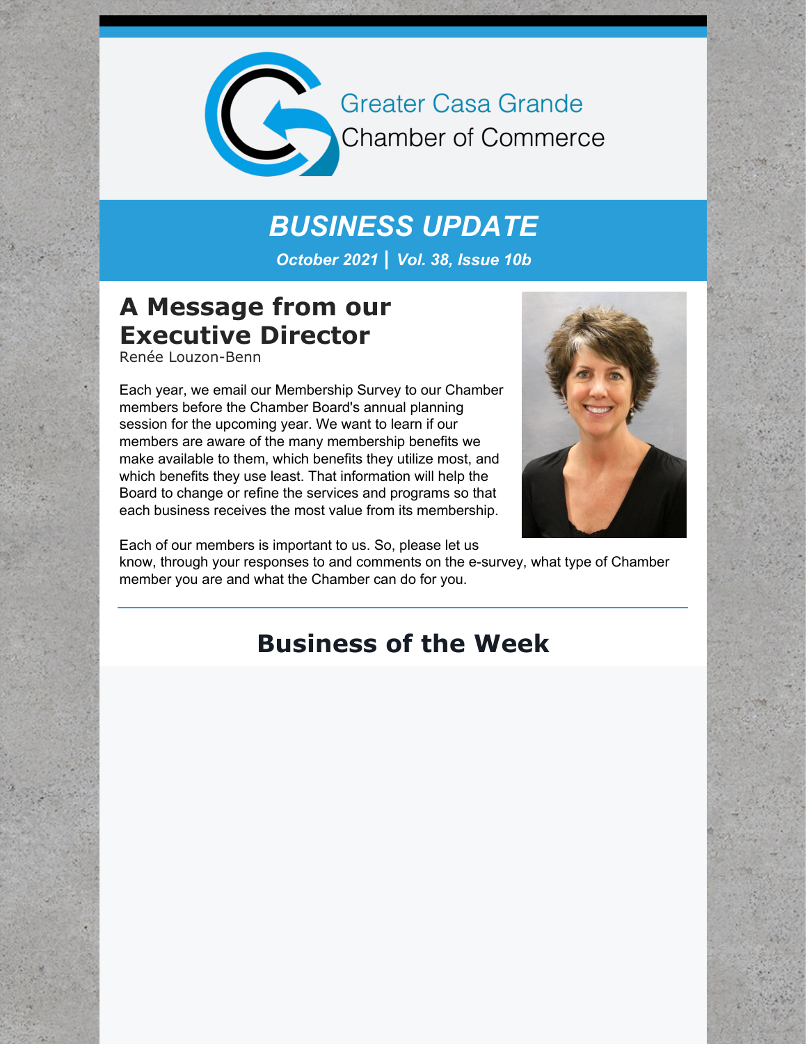Greater Casa Grande Chamber of Commerce

# *BUSINESS UPDATE*

***October 2021 | Vol. 38, Issue 10b***

## A Message from our Executive Director

Renée Louzon-Benn

Each year, we email our Membership Survey to our Chamber members before the Chamber Board's annual planning session for the upcoming year. We want to learn if our members are aware of the many membership benefits we make available to them, which benefits they utilize most, and which benefits they use least. That information will help the Board to change or refine the services and programs so that each business receives the most value from its membership.

Each of our members is important to us. So, please let us know, through your responses to and comments on the e-survey, what type of Chamber member you are and what the Chamber can do for you.

## Business of the Week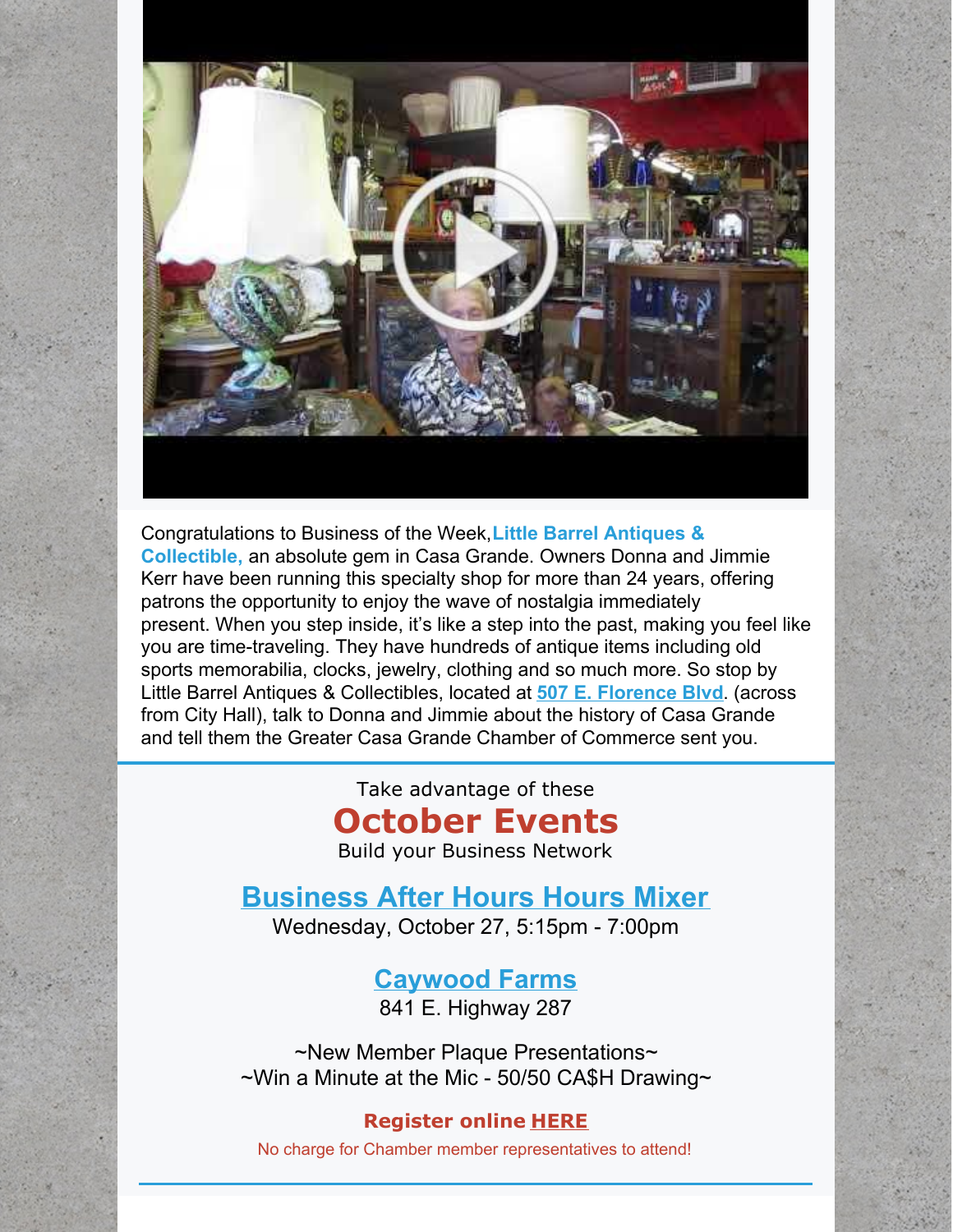Congratulations to Business of the Week, **Little Barrel Antiques & Collectible,** an absolute gem in Casa Grande. Owners Donna and Jimmie Kerr have been running this specialty shop for more than 24 years, offering patrons the opportunity to enjoy the wave of nostalgia immediately present. When you step inside, it's like a step into the past, making you feel like you are time-traveling. They have hundreds of antique items including old sports memorabilia, clocks, jewelry, clothing and so much more. So stop by Little Barrel Antiques & Collectibles, located at **507 E. Florence Blvd**. (across from City Hall), talk to Donna and Jimmie about the history of Casa Grande and tell them the Greater Casa Grande Chamber of Commerce sent you.

Take advantage of these

# October Events

Build your Business Network

## Business After Hours Hours Mixer

Wednesday, October 27, 5:15pm - 7:00pm

### Caywood Farms

841 E. Highway 287

~New Member Plaque Presentations~
~Win a Minute at the Mic - 50/50 CA$H Drawing~

**Register online HERE**

No charge for Chamber member representatives to attend!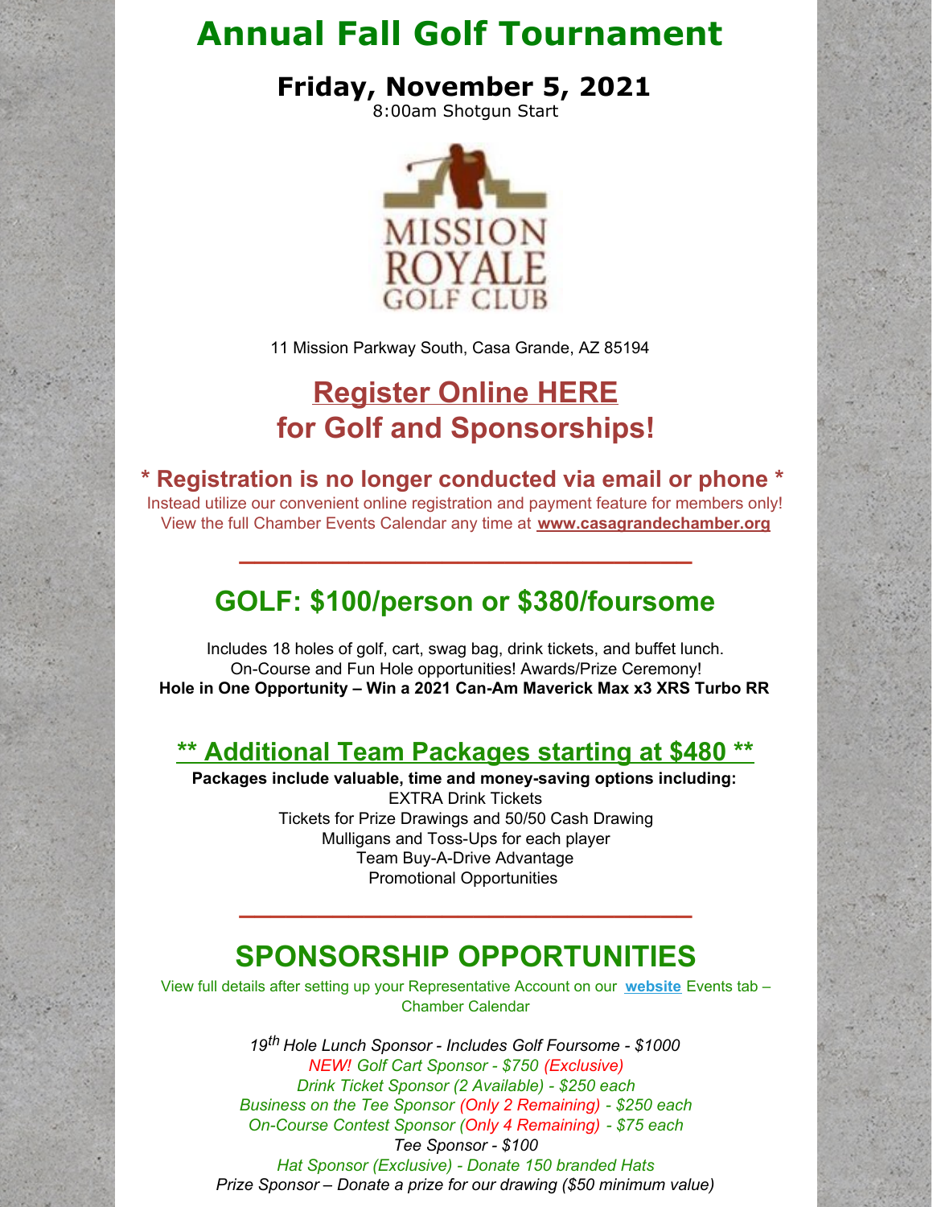# Annual Fall Golf Tournament

## Friday, November 5, 2021

8:00am Shotgun Start

MISSION ROYALE GOLF CLUB

11 Mission Parkway South, Casa Grande, AZ 85194

## Register Online HERE for Golf and Sponsorships!

### * Registration is no longer conducted via email or phone *

Instead utilize our convenient online registration and payment feature for members only!
View the full Chamber Events Calendar any time at **www.casagrandechamber.org**

---

## GOLF: $100/person or $380/foursome

Includes 18 holes of golf, cart, swag bag, drink tickets, and buffet lunch.
On-Course and Fun Hole opportunities! Awards/Prize Ceremony!
**Hole in One Opportunity – Win a 2021 Can-Am Maverick Max x3 XRS Turbo RR**

### ** Additional Team Packages starting at $480 **

**Packages include valuable, time and money-saving options including:**
EXTRA Drink Tickets
Tickets for Prize Drawings and 50/50 Cash Drawing
Mulligans and Toss-Ups for each player
Team Buy-A-Drive Advantage
Promotional Opportunities

---

## SPONSORSHIP OPPORTUNITIES

View full details after setting up your Representative Account on our **website** Events tab – Chamber Calendar

*19th Hole Lunch Sponsor - Includes Golf Foursome - $1000*
*NEW! Golf Cart Sponsor - $750 (Exclusive)*
*Drink Ticket Sponsor (2 Available) - $250 each*
*Business on the Tee Sponsor (Only 2 Remaining) - $250 each*
*On-Course Contest Sponsor (Only 4 Remaining) - $75 each*
*Tee Sponsor - $100*
*Hat Sponsor (Exclusive) - Donate 150 branded Hats*
*Prize Sponsor – Donate a prize for our drawing ($50 minimum value)*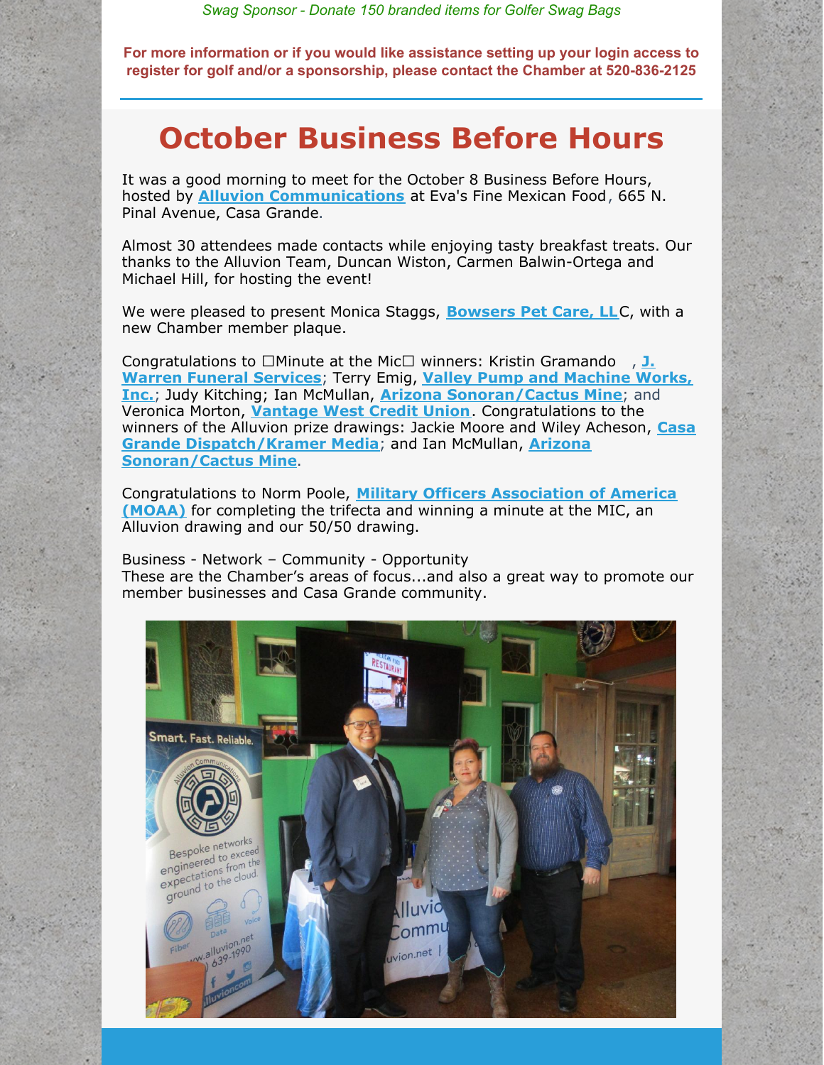*Swag Sponsor - Donate 150 branded items for Golfer Swag Bags*

**For more information or if you would like assistance setting up your login access to register for golf and/or a sponsorship, please contact the Chamber at 520-836-2125**

# October Business Before Hours

It was a good morning to meet for the October 8 Business Before Hours, hosted by **Alluvion Communications** at Eva's Fine Mexican Food, 665 N. Pinal Avenue, Casa Grande.

Almost 30 attendees made contacts while enjoying tasty breakfast treats. Our thanks to the Alluvion Team, Duncan Wiston, Carmen Balwin-Ortega and Michael Hill, for hosting the event!

We were pleased to present Monica Staggs, **Bowsers Pet Care, LLC**, with a new Chamber member plaque.

Congratulations to □Minute at the Mic□ winners: Kristin Gramando , **J. Warren Funeral Services**; Terry Emig, **Valley Pump and Machine Works, Inc.**; Judy Kitching; Ian McMullan, **Arizona Sonoran/Cactus Mine**; and Veronica Morton, **Vantage West Credit Union**. Congratulations to the winners of the Alluvion prize drawings: Jackie Moore and Wiley Acheson, **Casa Grande Dispatch/Kramer Media**; and Ian McMullan, **Arizona Sonoran/Cactus Mine**.

Congratulations to Norm Poole, **Military Officers Association of America (MOAA)** for completing the trifecta and winning a minute at the MIC, an Alluvion drawing and our 50/50 drawing.

Business - Network – Community - Opportunity
These are the Chamber's areas of focus...and also a great way to promote our member businesses and Casa Grande community.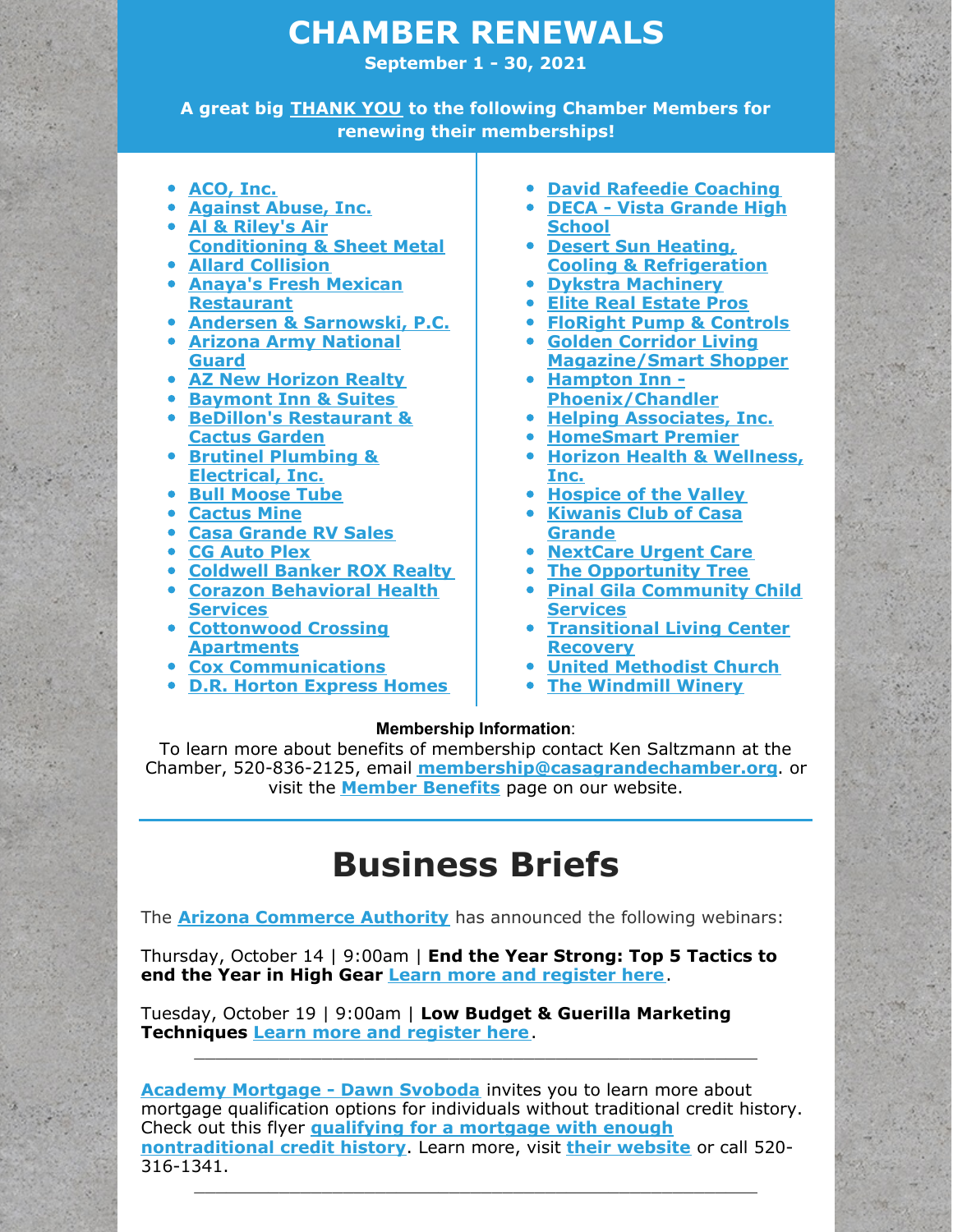# CHAMBER RENEWALS

**September 1 - 30, 2021**

**A great big THANK YOU to the following Chamber Members for renewing their memberships!**

- **ACO, Inc.**
- **Against Abuse, Inc.**
- **Al & Riley's Air Conditioning & Sheet Metal**
- **Allard Collision**
- **Anaya's Fresh Mexican Restaurant**
- **Andersen & Sarnowski, P.C.**
- **Arizona Army National Guard**
- **AZ New Horizon Realty**
- **Baymont Inn & Suites**
- **BeDillon's Restaurant & Cactus Garden**
- **Brutinel Plumbing & Electrical, Inc.**
- **Bull Moose Tube**
- **Cactus Mine**
- **Casa Grande RV Sales**
- **CG Auto Plex**
- **Coldwell Banker ROX Realty**
- **Corazon Behavioral Health Services**
- **Cottonwood Crossing Apartments**
- **Cox Communications**
- **D.R. Horton Express Homes**
- **David Rafeedie Coaching**
- **DECA - Vista Grande High School**
- **Desert Sun Heating, Cooling & Refrigeration**
- **Dykstra Machinery**
- **Elite Real Estate Pros**
- **FloRight Pump & Controls**
- **Golden Corridor Living Magazine/Smart Shopper**
- **Hampton Inn - Phoenix/Chandler**
- **Helping Associates, Inc.**
- **HomeSmart Premier**
- **Horizon Health & Wellness, Inc.**
- **Hospice of the Valley**
- **Kiwanis Club of Casa Grande**
- **NextCare Urgent Care**
- **The Opportunity Tree**
- **Pinal Gila Community Child Services**
- **Transitional Living Center Recovery**
- **United Methodist Church**
- **The Windmill Winery**

**Membership Information**:
To learn more about benefits of membership contact Ken Saltzmann at the Chamber, 520-836-2125, email **membership@casagrandechamber.org**. or visit the **Member Benefits** page on our website.

# Business Briefs

The **Arizona Commerce Authority** has announced the following webinars:

Thursday, October 14 | 9:00am | **End the Year Strong: Top 5 Tactics to end the Year in High Gear** Learn more and register here.

Tuesday, October 19 | 9:00am | **Low Budget & Guerilla Marketing Techniques** Learn more and register here.

---

**Academy Mortgage - Dawn Svoboda** invites you to learn more about mortgage qualification options for individuals without traditional credit history. Check out this flyer **qualifying for a mortgage with enough nontraditional credit history**. Learn more, visit **their website** or call 520-316-1341.

---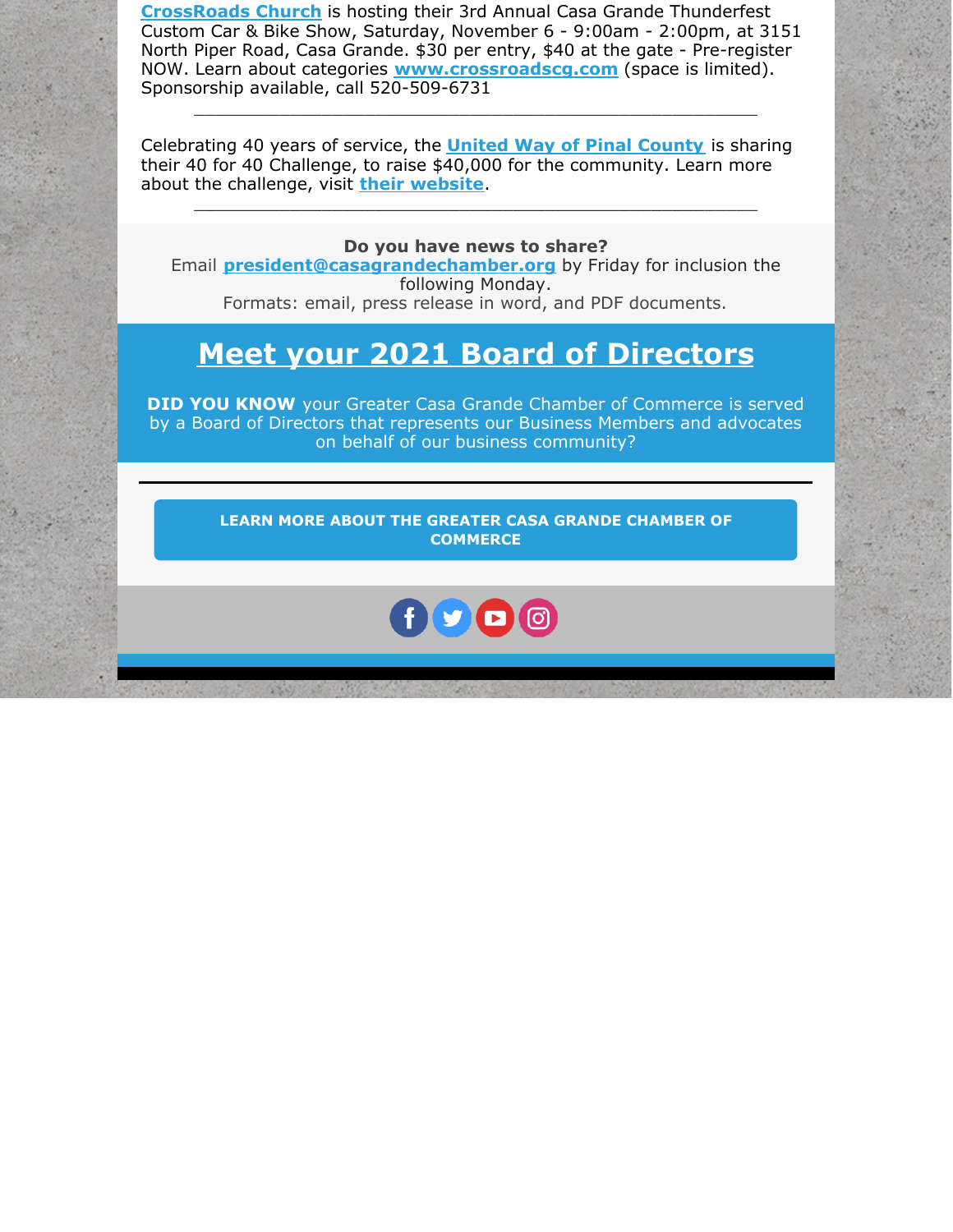**CrossRoads Church** is hosting their 3rd Annual Casa Grande Thunderfest Custom Car & Bike Show, Saturday, November 6 - 9:00am - 2:00pm, at 3151 North Piper Road, Casa Grande. $30 per entry, $40 at the gate - Pre-register NOW. Learn about categories **www.crossroadscg.com** (space is limited). Sponsorship available, call 520-509-6731

---

Celebrating 40 years of service, the **United Way of Pinal County** is sharing their 40 for 40 Challenge, to raise $40,000 for the community. Learn more about the challenge, visit **their website**.

---

**Do you have news to share?**
Email **president@casagrandechamber.org** by Friday for inclusion the following Monday.
Formats: email, press release in word, and PDF documents.

# Meet your 2021 Board of Directors

**DID YOU KNOW** your Greater Casa Grande Chamber of Commerce is served by a Board of Directors that represents our Business Members and advocates on behalf of our business community?

---

**LEARN MORE ABOUT THE GREATER CASA GRANDE CHAMBER OF COMMERCE**